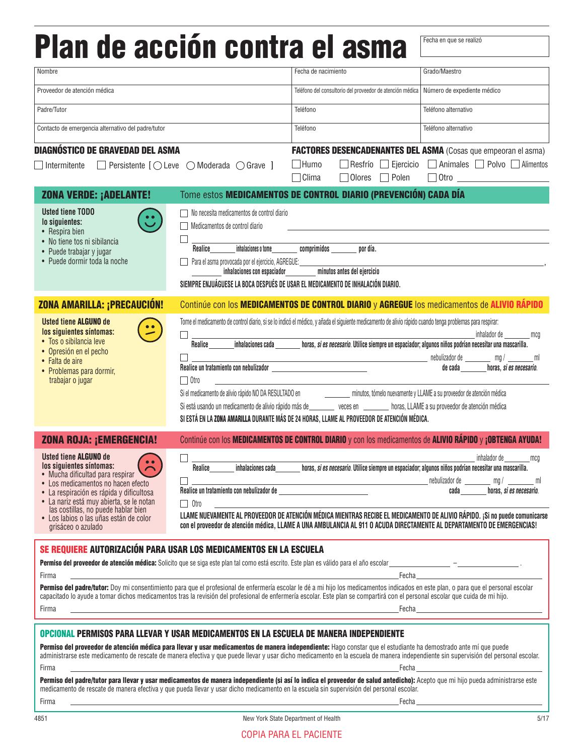# Plan de acción contra el asma

Fecha en que se realizó: ____________

| Nombre | Fecha de nacimiento | Grado/Maestro |
| --- | --- | --- |
| Proveedor de atención médica | Teléfono del consultorio del proveedor de atención médica | Número de expediente médico |
| Padre/Tutor | Teléfono | Teléfono alternativo |
| Contacto de emergencia alternativo del padre/tutor | Teléfono | Teléfono alternativo |

**DIAGNÓSTICO DE GRAVEDAD DEL ASMA**

☐ Intermitente ☐ Persistente [ ◯ Leve ◯ Moderada ◯ Grave ]

**FACTORES DESENCADENANTES DEL ASMA** (Cosas que empeoran el asma)

☐ Humo ☐ Resfrío ☐ Ejercicio ☐ Animales ☐ Polvo ☐ Alimentos ☐ Clima ☐ Olores ☐ Polen ☐ Otro ____________

## ZONA VERDE: ¡ADELANTE!

Tome estos **MEDICAMENTOS DE CONTROL DIARIO (PREVENCIÓN) CADA DÍA**

**Usted tiene TODO lo siguientes:**
- Respira bien
- No tiene tos ni sibilancia
- Puede trabajar y jugar
- Puede dormir toda la noche

☐ No necesita medicamentos de control diario

☐ Medicamentos de control diario ____________

☐ ____________
**Realice** _______ **inhalaciones o tome** _______ **comprimidos** _______ **por día.**

☐ Para el asma provocada por el ejercicio, AGREGUE: ____________,
_______ **inhalaciones con espaciador** _______ **minutos antes del ejercicio**

**SIEMPRE ENJUÁGUESE LA BOCA DESPUÉS DE USAR EL MEDICAMENTO DE INHALACIÓN DIARIO.**

## ZONA AMARILLA: ¡PRECAUCIÓN!

Continúe con los **MEDICAMENTOS DE CONTROL DIARIO** y **AGREGUE** los medicamentos de **ALIVIO RÁPIDO**

**Usted tiene ALGUNO de los siguientes síntomas:**
- Tos o sibilancia leve
- Opresión en el pecho
- Falta de aire
- Problemas para dormir, trabajar o jugar

Tome el medicamento de control diario, si se lo indicó el médico, y añada el siguiente medicamento de alivio rápido cuando tenga problemas para respirar:

☐ ____________ inhalador de _______ mcg
**Realice** _______ **inhalaciones cada** _______ **horas, *si es necesario*. Utilice siempre un espaciador; algunos niños podrían necesitar una mascarilla.**

☐ ____________ nebulizador de _______ mg / _______ ml
**Realice un tratamiento con nebulizador** ____________ **de cada** _______ **horas, *si es necesario*.**

☐ Otro ____________

Si el medicamento de alivio rápido NO DA RESULTADO en _______ minutos, tómelo nuevamente y LLAME a su proveedor de atención médica

Si está usando un medicamento de alivio rápido más de _______ veces en _______ horas, LLAME a su proveedor de atención médica

**SI ESTÁ EN LA ZONA AMARILLA DURANTE MÁS DE 24 HORAS, LLAME AL PROVEEDOR DE ATENCIÓN MÉDICA.**

## ZONA ROJA: ¡EMERGENCIA!

Continúe con los **MEDICAMENTOS DE CONTROL DIARIO** y con los medicamentos de **ALIVIO RÁPIDO** y **¡OBTENGA AYUDA!**

**Usted tiene ALGUNO de los siguientes síntomas:**
- Mucha dificultad para respirar
- Los medicamentos no hacen efecto
- La respiración es rápida y dificultosa
- La nariz está muy abierta, se le notan las costillas, no puede hablar bien
- Los labios o las uñas están de color grisáceo o azulado

☐ ____________ inhalador de _______ mcg
**Realice** _______ **inhalaciones cada** _______ **horas, *si es necesario*. Utilice siempre un espaciador; algunos niños podrían necesitar una mascarilla.**

☐ ____________ nebulizador de _______ mg / _______ ml
**Realice un tratamiento con nebulizador de** ____________ **cada** _______ **horas, *si es necesario*.**

☐ Otro ____________

**LLAME NUEVAMENTE AL PROVEEDOR DE ATENCIÓN MÉDICA MIENTRAS RECIBE EL MEDICAMENTO DE ALIVIO RÁPIDO. ¡Si no puede comunicarse con el proveedor de atención médica, LLAME A UNA AMBULANCIA AL 911 O ACUDA DIRECTAMENTE AL DEPARTAMENTO DE EMERGENCIAS!**

## SE REQUIERE AUTORIZACIÓN PARA USAR LOS MEDICAMENTOS EN LA ESCUELA

**Permiso del proveedor de atención médica:** Solicito que se siga este plan tal como está escrito. Este plan es válido para el año escolar ____________ – ____________.

Firma ____________ Fecha ____________

**Permiso del padre/tutor:** Doy mi consentimiento para que el profesional de enfermería escolar le dé a mi hijo los medicamentos indicados en este plan, o para que el personal escolar capacitado lo ayude a tomar dichos medicamentos tras la revisión del profesional de enfermería escolar. Este plan se compartirá con el personal escolar que cuida de mi hijo.

Firma ____________ Fecha ____________

## OPCIONAL PERMISOS PARA LLEVAR Y USAR MEDICAMENTOS EN LA ESCUELA DE MANERA INDEPENDIENTE

**Permiso del proveedor de atención médica para llevar y usar medicamentos de manera independiente:** Hago constar que el estudiante ha demostrado ante mí que puede administrarse este medicamento de rescate de manera efectiva y que puede llevar y usar dicho medicamento en la escuela de manera independiente sin supervisión del personal escolar.

Firma ____________ Fecha ____________

**Permiso del padre/tutor para llevar y usar medicamentos de manera independiente (si así lo indica el proveedor de salud antedicho):** Acepto que mi hijo pueda administrarse este medicamento de rescate de manera efectiva y que pueda llevar y usar dicho medicamento en la escuela sin supervisión del personal escolar.

Firma ____________ Fecha ____________

4851 New York State Department of Health 5/17

COPIA PARA EL PACIENTE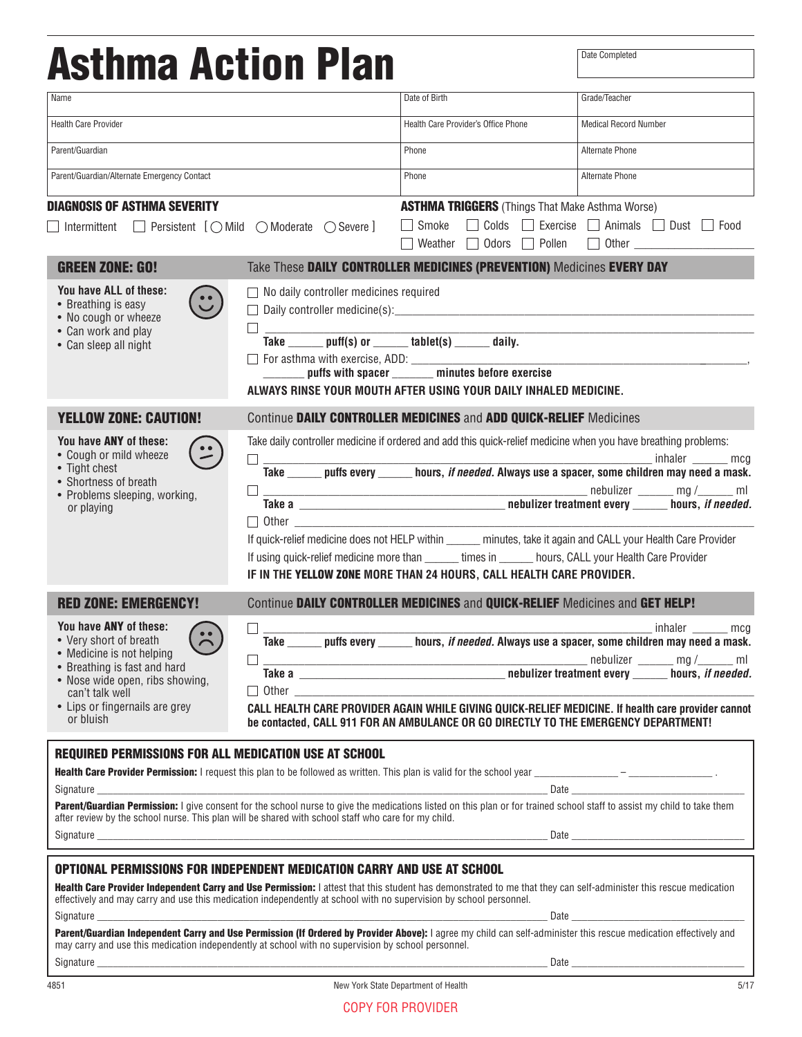# Asthma Action Plan

| Date Completed |
|---|
| |

| Name | Date of Birth | Grade/Teacher |
|---|---|---|
| Health Care Provider | Health Care Provider's Office Phone | Medical Record Number |
| Parent/Guardian | Phone | Alternate Phone |
| Parent/Guardian/Alternate Emergency Contact | Phone | Alternate Phone |

**DIAGNOSIS OF ASTHMA SEVERITY**

☐ Intermittent ☐ Persistent [ ◯ Mild ◯ Moderate ◯ Severe ]

**ASTHMA TRIGGERS** (Things That Make Asthma Worse)

☐ Smoke ☐ Colds ☐ Exercise ☐ Animals ☐ Dust ☐ Food
☐ Weather ☐ Odors ☐ Pollen ☐ Other ____________________

## GREEN ZONE: GO!

Take These **DAILY CONTROLLER MEDICINES (PREVENTION)** Medicines **EVERY DAY**

**You have ALL of these:**

- Breathing is easy
- No cough or wheeze
- Can work and play
- Can sleep all night

☐ No daily controller medicines required

☐ Daily controller medicine(s):________________________________________________

☐ ________________________________________________________________________

**Take ______ puff(s) or ______ tablet(s) ______ daily.**

☐ For asthma with exercise, ADD: ________________________________________________,

**_______ puffs with spacer _______ minutes before exercise**

**ALWAYS RINSE YOUR MOUTH AFTER USING YOUR DAILY INHALED MEDICINE.**

## YELLOW ZONE: CAUTION!

Continue **DAILY CONTROLLER MEDICINES** and **ADD QUICK-RELIEF** Medicines

**You have ANY of these:**

- Cough or mild wheeze
- Tight chest
- Shortness of breath
- Problems sleeping, working, or playing

Take daily controller medicine if ordered and add this quick-relief medicine when you have breathing problems:

☐ ________________________________________________________ inhaler ______ mcg

**Take ______ puffs every ______ hours, *if needed.* Always use a spacer, some children may need a mask.**

☐ ________________________________________________ nebulizer ______ mg /______ ml

**Take a __________________________________ nebulizer treatment every ______ hours, *if needed.***

☐ Other ________________________________________________________________

If quick-relief medicine does not HELP within ______ minutes, take it again and CALL your Health Care Provider

If using quick-relief medicine more than ______ times in ______ hours, CALL your Health Care Provider

**IF IN THE YELLOW ZONE MORE THAN 24 HOURS, CALL HEALTH CARE PROVIDER.**

## RED ZONE: EMERGENCY!

Continue **DAILY CONTROLLER MEDICINES** and **QUICK-RELIEF** Medicines and **GET HELP!**

**You have ANY of these:**

- Very short of breath
- Medicine is not helping
- Breathing is fast and hard
- Nose wide open, ribs showing, can't talk well
- Lips or fingernails are grey or bluish

☐ ________________________________________________________ inhaler ______ mcg

**Take ______ puffs every ______ hours, *if needed.* Always use a spacer, some children may need a mask.**

☐ ________________________________________________ nebulizer ______ mg /______ ml

**Take a __________________________________ nebulizer treatment every ______ hours, *if needed.***

☐ Other ________________________________________________________________

**CALL HEALTH CARE PROVIDER AGAIN WHILE GIVING QUICK-RELIEF MEDICINE. If health care provider cannot be contacted, CALL 911 FOR AN AMBULANCE OR GO DIRECTLY TO THE EMERGENCY DEPARTMENT!**

## REQUIRED PERMISSIONS FOR ALL MEDICATION USE AT SCHOOL

**Health Care Provider Permission:** I request this plan to be followed as written. This plan is valid for the school year _______________ – _______________ .

Signature ________________________________________________ Date ____________________

**Parent/Guardian Permission:** I give consent for the school nurse to give the medications listed on this plan or for trained school staff to assist my child to take them after review by the school nurse. This plan will be shared with school staff who care for my child.

Signature ________________________________________________ Date ____________________

## OPTIONAL PERMISSIONS FOR INDEPENDENT MEDICATION CARRY AND USE AT SCHOOL

**Health Care Provider Independent Carry and Use Permission:** I attest that this student has demonstrated to me that they can self-administer this rescue medication effectively and may carry and use this medication independently at school with no supervision by school personnel.

Signature ________________________________________________ Date ____________________

**Parent/Guardian Independent Carry and Use Permission (If Ordered by Provider Above):** I agree my child can self-administer this rescue medication effectively and may carry and use this medication independently at school with no supervision by school personnel.

Signature ________________________________________________ Date ____________________

4851 New York State Department of Health 5/17

COPY FOR PROVIDER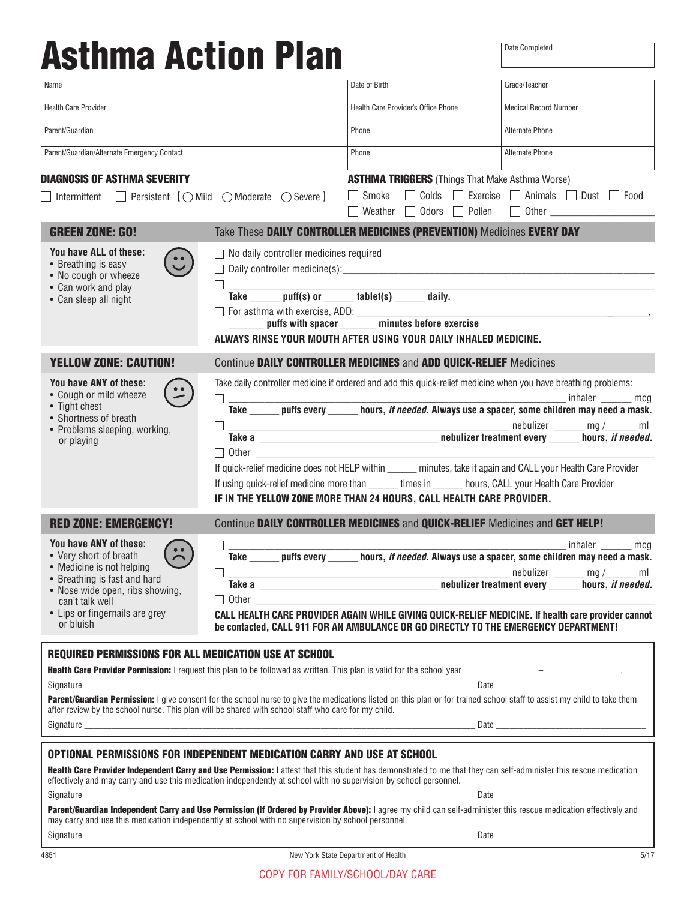# Asthma Action Plan

| Date Completed |
|---|
| |

| Name | Date of Birth | Grade/Teacher |
|---|---|---|
| Health Care Provider | Health Care Provider's Office Phone | Medical Record Number |
| Parent/Guardian | Phone | Alternate Phone |
| Parent/Guardian/Alternate Emergency Contact | Phone | Alternate Phone |

**DIAGNOSIS OF ASTHMA SEVERITY**

☐ Intermittent ☐ Persistent [ ◯ Mild ◯ Moderate ◯ Severe ]

**ASTHMA TRIGGERS** (Things That Make Asthma Worse)

☐ Smoke ☐ Colds ☐ Exercise ☐ Animals ☐ Dust ☐ Food ☐ Weather ☐ Odors ☐ Pollen ☐ Other ____________

## GREEN ZONE: GO!

Take These **DAILY CONTROLLER MEDICINES (PREVENTION)** Medicines **EVERY DAY**

**You have ALL of these:**
- Breathing is easy
- No cough or wheeze
- Can work and play
- Can sleep all night

☐ No daily controller medicines required

☐ Daily controller medicine(s):________________________________

☐ ________________________________________________

**Take ______ puff(s) or ______ tablet(s) ______ daily.**

☐ For asthma with exercise, ADD: ________________________________,

**______ puffs with spacer ______ minutes before exercise**

**ALWAYS RINSE YOUR MOUTH AFTER USING YOUR DAILY INHALED MEDICINE.**

## YELLOW ZONE: CAUTION!

Continue **DAILY CONTROLLER MEDICINES** and **ADD QUICK-RELIEF** Medicines

**You have ANY of these:**
- Cough or mild wheeze
- Tight chest
- Shortness of breath
- Problems sleeping, working, or playing

Take daily controller medicine if ordered and add this quick-relief medicine when you have breathing problems:

☐ ________________________________ inhaler ______ mcg

**Take ______ puffs every ______ hours, *if needed.* Always use a spacer, some children may need a mask.**

☐ ________________________________ nebulizer ______ mg /______ ml

**Take a ________________________ nebulizer treatment every ______ hours, *if needed.***

☐ Other ________________________________

If quick-relief medicine does not HELP within ______ minutes, take it again and CALL your Health Care Provider

If using quick-relief medicine more than ______ times in ______ hours, CALL your Health Care Provider

**IF IN THE YELLOW ZONE MORE THAN 24 HOURS, CALL HEALTH CARE PROVIDER.**

## RED ZONE: EMERGENCY!

Continue **DAILY CONTROLLER MEDICINES** and **QUICK-RELIEF** Medicines and **GET HELP!**

**You have ANY of these:**
- Very short of breath
- Medicine is not helping
- Breathing is fast and hard
- Nose wide open, ribs showing, can't talk well
- Lips or fingernails are grey or bluish

☐ ________________________________ inhaler ______ mcg

**Take ______ puffs every ______ hours, *if needed.* Always use a spacer, some children may need a mask.**

☐ ________________________________ nebulizer ______ mg /______ ml

**Take a ________________________ nebulizer treatment every ______ hours, *if needed.***

☐ Other ________________________________

**CALL HEALTH CARE PROVIDER AGAIN WHILE GIVING QUICK-RELIEF MEDICINE. If health care provider cannot be contacted, CALL 911 FOR AN AMBULANCE OR GO DIRECTLY TO THE EMERGENCY DEPARTMENT!**

## REQUIRED PERMISSIONS FOR ALL MEDICATION USE AT SCHOOL

**Health Care Provider Permission:** I request this plan to be followed as written. This plan is valid for the school year ____________ – ____________ .

Signature ________________________________ Date ____________

**Parent/Guardian Permission:** I give consent for the school nurse to give the medications listed on this plan or for trained school staff to assist my child to take them after review by the school nurse. This plan will be shared with school staff who care for my child.

Signature ________________________________ Date ____________

## OPTIONAL PERMISSIONS FOR INDEPENDENT MEDICATION CARRY AND USE AT SCHOOL

**Health Care Provider Independent Carry and Use Permission:** I attest that this student has demonstrated to me that they can self-administer this rescue medication effectively and may carry and use this medication independently at school with no supervision by school personnel.

Signature ________________________________ Date ____________

**Parent/Guardian Independent Carry and Use Permission (If Ordered by Provider Above):** I agree my child can self-administer this rescue medication effectively and may carry and use this medication independently at school with no supervision by school personnel.

Signature ________________________________ Date ____________

4851 New York State Department of Health 5/17

COPY FOR FAMILY/SCHOOL/DAY CARE